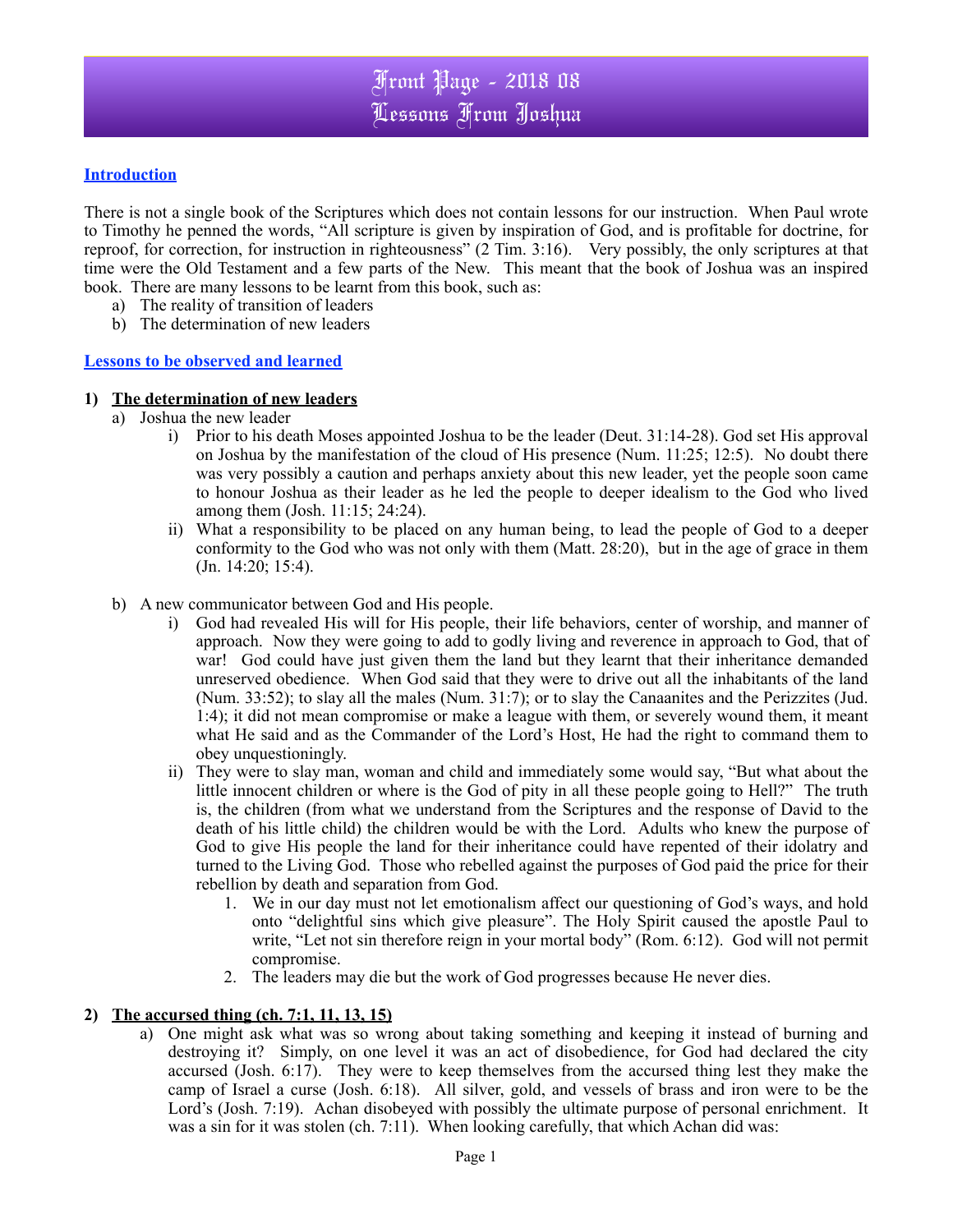# Front Page - 2018 08
# Lessons From Joshua

**Introduction**

There is not a single book of the Scriptures which does not contain lessons for our instruction. When Paul wrote to Timothy he penned the words, "All scripture is given by inspiration of God, and is profitable for doctrine, for reproof, for correction, for instruction in righteousness" (2 Tim. 3:16). Very possibly, the only scriptures at that time were the Old Testament and a few parts of the New. This meant that the book of Joshua was an inspired book. There are many lessons to be learnt from this book, such as:

a) The reality of transition of leaders
b) The determination of new leaders

**Lessons to be observed and learned**

**1) The determination of new leaders**

a) Joshua the new leader
   i) Prior to his death Moses appointed Joshua to be the leader (Deut. 31:14-28). God set His approval on Joshua by the manifestation of the cloud of His presence (Num. 11:25; 12:5). No doubt there was very possibly a caution and perhaps anxiety about this new leader, yet the people soon came to honour Joshua as their leader as he led the people to deeper idealism to the God who lived among them (Josh. 11:15; 24:24).
   ii) What a responsibility to be placed on any human being, to lead the people of God to a deeper conformity to the God who was not only with them (Matt. 28:20), but in the age of grace in them (Jn. 14:20; 15:4).

b) A new communicator between God and His people.
   i) God had revealed His will for His people, their life behaviors, center of worship, and manner of approach. Now they were going to add to godly living and reverence in approach to God, that of war! God could have just given them the land but they learnt that their inheritance demanded unreserved obedience. When God said that they were to drive out all the inhabitants of the land (Num. 33:52); to slay all the males (Num. 31:7); or to slay the Canaanites and the Perizzites (Jud. 1:4); it did not mean compromise or make a league with them, or severely wound them, it meant what He said and as the Commander of the Lord's Host, He had the right to command them to obey unquestioningly.
   ii) They were to slay man, woman and child and immediately some would say, "But what about the little innocent children or where is the God of pity in all these people going to Hell?" The truth is, the children (from what we understand from the Scriptures and the response of David to the death of his little child) the children would be with the Lord. Adults who knew the purpose of God to give His people the land for their inheritance could have repented of their idolatry and turned to the Living God. Those who rebelled against the purposes of God paid the price for their rebellion by death and separation from God.
      1. We in our day must not let emotionalism affect our questioning of God's ways, and hold onto "delightful sins which give pleasure". The Holy Spirit caused the apostle Paul to write, "Let not sin therefore reign in your mortal body" (Rom. 6:12). God will not permit compromise.
      2. The leaders may die but the work of God progresses because He never dies.

**2) The accursed thing (ch. 7:1, 11, 13, 15)**

a) One might ask what was so wrong about taking something and keeping it instead of burning and destroying it? Simply, on one level it was an act of disobedience, for God had declared the city accursed (Josh. 6:17). They were to keep themselves from the accursed thing lest they make the camp of Israel a curse (Josh. 6:18). All silver, gold, and vessels of brass and iron were to be the Lord's (Josh. 7:19). Achan disobeyed with possibly the ultimate purpose of personal enrichment. It was a sin for it was stolen (ch. 7:11). When looking carefully, that which Achan did was: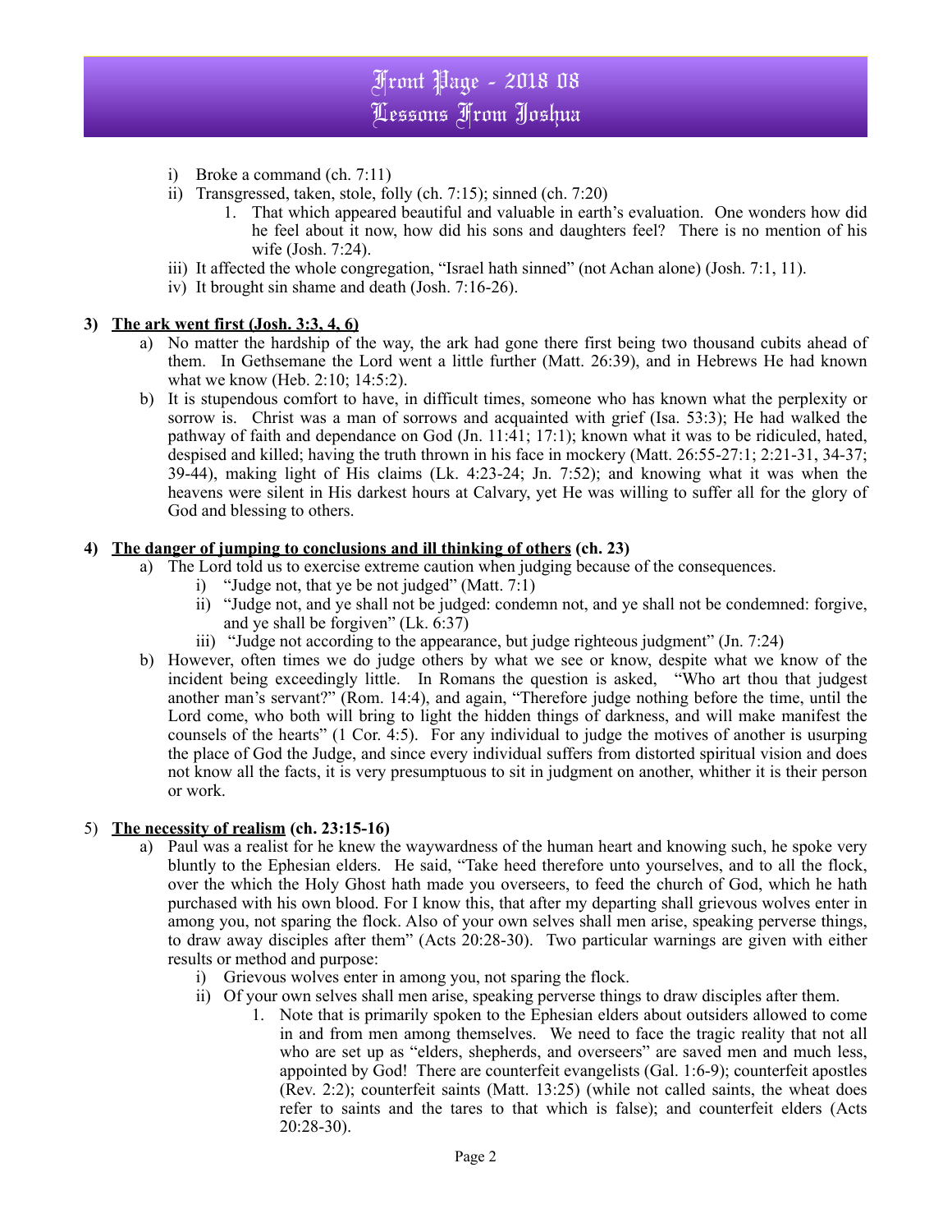i) Broke a command (ch. 7:11)
ii) Transgressed, taken, stole, folly (ch. 7:15); sinned (ch. 7:20)
    1. That which appeared beautiful and valuable in earth's evaluation. One wonders how did he feel about it now, how did his sons and daughters feel? There is no mention of his wife (Josh. 7:24).
iii) It affected the whole congregation, "Israel hath sinned" (not Achan alone) (Josh. 7:1, 11).
iv) It brought sin shame and death (Josh. 7:16-26).

**3) <u>The ark went first (Josh. 3:3, 4, 6)</u>**

a) No matter the hardship of the way, the ark had gone there first being two thousand cubits ahead of them. In Gethsemane the Lord went a little further (Matt. 26:39), and in Hebrews He had known what we know (Heb. 2:10; 14:5:2).

b) It is stupendous comfort to have, in difficult times, someone who has known what the perplexity or sorrow is. Christ was a man of sorrows and acquainted with grief (Isa. 53:3); He had walked the pathway of faith and dependance on God (Jn. 11:41; 17:1); known what it was to be ridiculed, hated, despised and killed; having the truth thrown in his face in mockery (Matt. 26:55-27:1; 2:21-31, 34-37; 39-44), making light of His claims (Lk. 4:23-24; Jn. 7:52); and knowing what it was when the heavens were silent in His darkest hours at Calvary, yet He was willing to suffer all for the glory of God and blessing to others.

**4) <u>The danger of jumping to conclusions and ill thinking of others</u> (ch. 23)**

a) The Lord told us to exercise extreme caution when judging because of the consequences.
    i) "Judge not, that ye be not judged" (Matt. 7:1)
    ii) "Judge not, and ye shall not be judged: condemn not, and ye shall not be condemned: forgive, and ye shall be forgiven" (Lk. 6:37)
    iii) "Judge not according to the appearance, but judge righteous judgment" (Jn. 7:24)

b) However, often times we do judge others by what we see or know, despite what we know of the incident being exceedingly little. In Romans the question is asked, "Who art thou that judgest another man's servant?" (Rom. 14:4), and again, "Therefore judge nothing before the time, until the Lord come, who both will bring to light the hidden things of darkness, and will make manifest the counsels of the hearts" (1 Cor. 4:5). For any individual to judge the motives of another is usurping the place of God the Judge, and since every individual suffers from distorted spiritual vision and does not know all the facts, it is very presumptuous to sit in judgment on another, whither it is their person or work.

5) **<u>The necessity of realism</u> (ch. 23:15-16)**

a) Paul was a realist for he knew the waywardness of the human heart and knowing such, he spoke very bluntly to the Ephesian elders. He said, "Take heed therefore unto yourselves, and to all the flock, over the which the Holy Ghost hath made you overseers, to feed the church of God, which he hath purchased with his own blood. For I know this, that after my departing shall grievous wolves enter in among you, not sparing the flock. Also of your own selves shall men arise, speaking perverse things, to draw away disciples after them" (Acts 20:28-30). Two particular warnings are given with either results or method and purpose:
    i) Grievous wolves enter in among you, not sparing the flock.
    ii) Of your own selves shall men arise, speaking perverse things to draw disciples after them.
        1. Note that is primarily spoken to the Ephesian elders about outsiders allowed to come in and from men among themselves. We need to face the tragic reality that not all who are set up as "elders, shepherds, and overseers" are saved men and much less, appointed by God! There are counterfeit evangelists (Gal. 1:6-9); counterfeit apostles (Rev. 2:2); counterfeit saints (Matt. 13:25) (while not called saints, the wheat does refer to saints and the tares to that which is false); and counterfeit elders (Acts 20:28-30).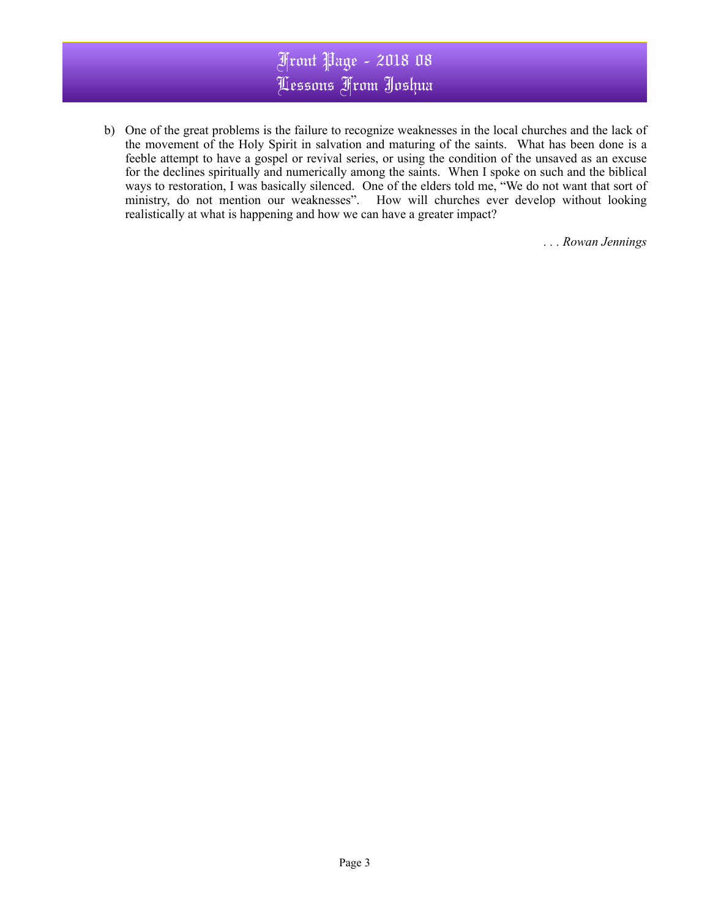b) One of the great problems is the failure to recognize weaknesses in the local churches and the lack of the movement of the Holy Spirit in salvation and maturing of the saints. What has been done is a feeble attempt to have a gospel or revival series, or using the condition of the unsaved as an excuse for the declines spiritually and numerically among the saints. When I spoke on such and the biblical ways to restoration, I was basically silenced. One of the elders told me, "We do not want that sort of ministry, do not mention our weaknesses". How will churches ever develop without looking realistically at what is happening and how we can have a greater impact?

. . . *Rowan Jennings*